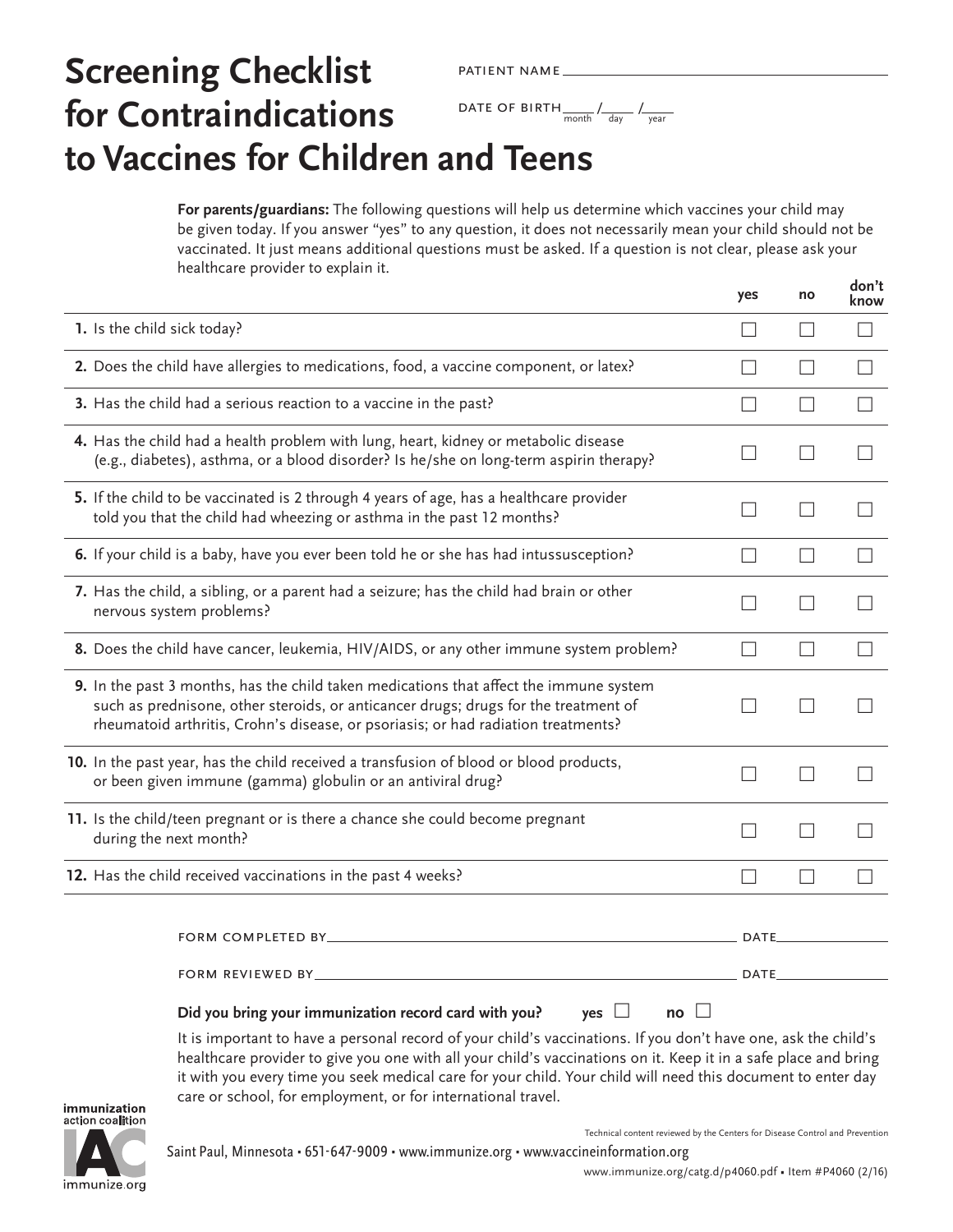# Screening Checklist for Contraindications to Vaccines for Children and Teens

PATIENT NAME ______________________

DATE OF BIRTH ____ / ____ / ____ (month / day / year)

**For parents/guardians:** The following questions will help us determine which vaccines your child may be given today. If you answer "yes" to any question, it does not necessarily mean your child should not be vaccinated. It just means additional questions must be asked. If a question is not clear, please ask your healthcare provider to explain it.

| | yes | no | don't know |
|---|---|---|---|
| **1.** Is the child sick today? | ☐ | ☐ | ☐ |
| **2.** Does the child have allergies to medications, food, a vaccine component, or latex? | ☐ | ☐ | ☐ |
| **3.** Has the child had a serious reaction to a vaccine in the past? | ☐ | ☐ | ☐ |
| **4.** Has the child had a health problem with lung, heart, kidney or metabolic disease (e.g., diabetes), asthma, or a blood disorder? Is he/she on long-term aspirin therapy? | ☐ | ☐ | ☐ |
| **5.** If the child to be vaccinated is 2 through 4 years of age, has a healthcare provider told you that the child had wheezing or asthma in the past 12 months? | ☐ | ☐ | ☐ |
| **6.** If your child is a baby, have you ever been told he or she has had intussusception? | ☐ | ☐ | ☐ |
| **7.** Has the child, a sibling, or a parent had a seizure; has the child had brain or other nervous system problems? | ☐ | ☐ | ☐ |
| **8.** Does the child have cancer, leukemia, HIV/AIDS, or any other immune system problem? | ☐ | ☐ | ☐ |
| **9.** In the past 3 months, has the child taken medications that affect the immune system such as prednisone, other steroids, or anticancer drugs; drugs for the treatment of rheumatoid arthritis, Crohn's disease, or psoriasis; or had radiation treatments? | ☐ | ☐ | ☐ |
| **10.** In the past year, has the child received a transfusion of blood or blood products, or been given immune (gamma) globulin or an antiviral drug? | ☐ | ☐ | ☐ |
| **11.** Is the child/teen pregnant or is there a chance she could become pregnant during the next month? | ☐ | ☐ | ☐ |
| **12.** Has the child received vaccinations in the past 4 weeks? | ☐ | ☐ | ☐ |

FORM COMPLETED BY ______________________ DATE __________

FORM REVIEWED BY ______________________ DATE __________

**Did you bring your immunization record card with you?** yes ☐ no ☐

It is important to have a personal record of your child's vaccinations. If you don't have one, ask the child's healthcare provider to give you one with all your child's vaccinations on it. Keep it in a safe place and bring it with you every time you seek medical care for your child. Your child will need this document to enter day care or school, for employment, or for international travel.

immunization action coalition — immunize.org

Technical content reviewed by the Centers for Disease Control and Prevention

Saint Paul, Minnesota • 651-647-9009 • www.immunize.org • www.vaccineinformation.org

www.immunize.org/catg.d/p4060.pdf • Item #P4060 (2/16)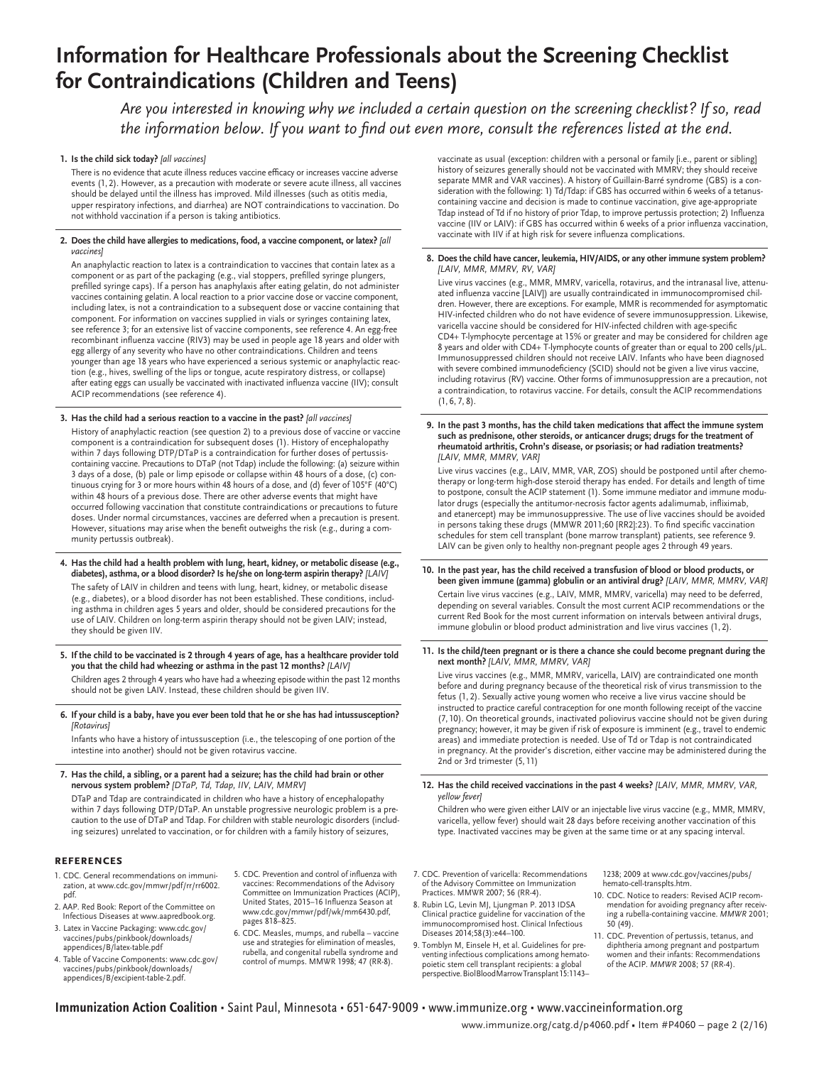# Information for Healthcare Professionals about the Screening Checklist for Contraindications (Children and Teens)

*Are you interested in knowing why we included a certain question on the screening checklist? If so, read the information below. If you want to find out even more, consult the references listed at the end.*

**1. Is the child sick today?** *[all vaccines]*

There is no evidence that acute illness reduces vaccine efficacy or increases vaccine adverse events (1, 2). However, as a precaution with moderate or severe acute illness, all vaccines should be delayed until the illness has improved. Mild illnesses (such as otitis media, upper respiratory infections, and diarrhea) are NOT contraindications to vaccination. Do not withhold vaccination if a person is taking antibiotics.

**2. Does the child have allergies to medications, food, a vaccine component, or latex?** *[all vaccines]*

An anaphylactic reaction to latex is a contraindication to vaccines that contain latex as a component or as part of the packaging (e.g., vial stoppers, prefilled syringe plungers, prefilled syringe caps). If a person has anaphylaxis after eating gelatin, do not administer vaccines containing gelatin. A local reaction to a prior vaccine dose or vaccine component, including latex, is not a contraindication to a subsequent dose or vaccine containing that component. For information on vaccines supplied in vials or syringes containing latex, see reference 3; for an extensive list of vaccine components, see reference 4. An egg-free recombinant influenza vaccine (RIV3) may be used in people age 18 years and older with egg allergy of any severity who have no other contraindications. Children and teens younger than age 18 years who have experienced a serious systemic or anaphylactic reaction (e.g., hives, swelling of the lips or tongue, acute respiratory distress, or collapse) after eating eggs can usually be vaccinated with inactivated influenza vaccine (IIV); consult ACIP recommendations (see reference 4).

**3. Has the child had a serious reaction to a vaccine in the past?** *[all vaccines]*

History of anaphylactic reaction (see question 2) to a previous dose of vaccine or vaccine component is a contraindication for subsequent doses (1). History of encephalopathy within 7 days following DTP/DTaP is a contraindication for further doses of pertussis-containing vaccine. Precautions to DTaP (not Tdap) include the following: (a) seizure within 3 days of a dose, (b) pale or limp episode or collapse within 48 hours of a dose, (c) continuous crying for 3 or more hours within 48 hours of a dose, and (d) fever of 105°F (40°C) within 48 hours of a previous dose. There are other adverse events that might have occurred following vaccination that constitute contraindications or precautions to future doses. Under normal circumstances, vaccines are deferred when a precaution is present. However, situations may arise when the benefit outweighs the risk (e.g., during a community pertussis outbreak).

**4. Has the child had a health problem with lung, heart, kidney, or metabolic disease (e.g., diabetes), asthma, or a blood disorder? Is he/she on long-term aspirin therapy?** *[LAIV]*

The safety of LAIV in children and teens with lung, heart, kidney, or metabolic disease (e.g., diabetes), or a blood disorder has not been established. These conditions, including asthma in children ages 5 years and older, should be considered precautions for the use of LAIV. Children on long-term aspirin therapy should not be given LAIV; instead, they should be given IIV.

**5. If the child to be vaccinated is 2 through 4 years of age, has a healthcare provider told you that the child had wheezing or asthma in the past 12 months?** *[LAIV]*

Children ages 2 through 4 years who have had a wheezing episode within the past 12 months should not be given LAIV. Instead, these children should be given IIV.

**6. If your child is a baby, have you ever been told that he or she has had intussusception?** *[Rotavirus]*

Infants who have a history of intussusception (i.e., the telescoping of one portion of the intestine into another) should not be given rotavirus vaccine.

**7. Has the child, a sibling, or a parent had a seizure; has the child had brain or other nervous system problem?** *[DTaP, Td, Tdap, IIV, LAIV, MMRV]*

DTaP and Tdap are contraindicated in children who have a history of encephalopathy within 7 days following DTP/DTaP. An unstable progressive neurologic problem is a precaution to the use of DTaP and Tdap. For children with stable neurologic disorders (including seizures) unrelated to vaccination, or for children with a family history of seizures, vaccinate as usual (exception: children with a personal or family [i.e., parent or sibling] history of seizures generally should not be vaccinated with MMRV; they should receive separate MMR and VAR vaccines). A history of Guillain-Barré syndrome (GBS) is a consideration with the following: 1) Td/Tdap: if GBS has occurred within 6 weeks of a tetanus-containing vaccine and decision is made to continue vaccination, give age-appropriate Tdap instead of Td if no history of prior Tdap, to improve pertussis protection; 2) Influenza vaccine (IIV or LAIV): if GBS has occurred within 6 weeks of a prior influenza vaccination, vaccinate with IIV if at high risk for severe influenza complications.

**8. Does the child have cancer, leukemia, HIV/AIDS, or any other immune system problem?** *[LAIV, MMR, MMRV, RV, VAR]*

Live virus vaccines (e.g., MMR, MMRV, varicella, rotavirus, and the intranasal live, attenuated influenza vaccine [LAIV]) are usually contraindicated in immunocompromised children. However, there are exceptions. For example, MMR is recommended for asymptomatic HIV-infected children who do not have evidence of severe immunosuppression. Likewise, varicella vaccine should be considered for HIV-infected children with age-specific CD4+ T-lymphocyte percentage at 15% or greater and may be considered for children age 8 years and older with CD4+ T-lymphocyte counts of greater than or equal to 200 cells/µL. Immunosuppressed children should not receive LAIV. Infants who have been diagnosed with severe combined immunodeficiency (SCID) should not be given a live virus vaccine, including rotavirus (RV) vaccine. Other forms of immunosuppression are a precaution, not a contraindication, to rotavirus vaccine. For details, consult the ACIP recommendations (1, 6, 7, 8).

**9. In the past 3 months, has the child taken medications that affect the immune system such as prednisone, other steroids, or anticancer drugs; drugs for the treatment of rheumatoid arthritis, Crohn's disease, or psoriasis; or had radiation treatments?** *[LAIV, MMR, MMRV, VAR]*

Live virus vaccines (e.g., LAIV, MMR, VAR, ZOS) should be postponed until after chemotherapy or long-term high-dose steroid therapy has ended. For details and length of time to postpone, consult the ACIP statement (1). Some immune mediator and immune modulator drugs (especially the antitumor-necrosis factor agents adalimumab, infliximab, and etanercept) may be immunosuppressive. The use of live vaccines should be avoided in persons taking these drugs (MMWR 2011;60 [RR2]:23). To find specific vaccination schedules for stem cell transplant (bone marrow transplant) patients, see reference 9. LAIV can be given only to healthy non-pregnant people ages 2 through 49 years.

**10. In the past year, has the child received a transfusion of blood or blood products, or been given immune (gamma) globulin or an antiviral drug?** *[LAIV, MMR, MMRV, VAR]*

Certain live virus vaccines (e.g., LAIV, MMR, MMRV, varicella) may need to be deferred, depending on several variables. Consult the most current ACIP recommendations or the current Red Book for the most current information on intervals between antiviral drugs, immune globulin or blood product administration and live virus vaccines (1, 2).

**11. Is the child/teen pregnant or is there a chance she could become pregnant during the next month?** *[LAIV, MMR, MMRV, VAR]*

Live virus vaccines (e.g., MMR, MMRV, varicella, LAIV) are contraindicated one month before and during pregnancy because of the theoretical risk of virus transmission to the fetus (1, 2). Sexually active young women who receive a live virus vaccine should be instructed to practice careful contraception for one month following receipt of the vaccine (7, 10). On theoretical grounds, inactivated poliovirus vaccine should not be given during pregnancy; however, it may be given if risk of exposure is imminent (e.g., travel to endemic areas) and immediate protection is needed. Use of Td or Tdap is not contraindicated in pregnancy. At the provider's discretion, either vaccine may be administered during the 2nd or 3rd trimester (5, 11)

**12. Has the child received vaccinations in the past 4 weeks?** *[LAIV, MMR, MMRV, VAR, yellow fever]*

Children who were given either LAIV or an injectable live virus vaccine (e.g., MMR, MMRV, varicella, yellow fever) should wait 28 days before receiving another vaccination of this type. Inactivated vaccines may be given at the same time or at any spacing interval.

## REFERENCES

1. CDC. General recommendations on immunization, at www.cdc.gov/mmwr/pdf/rr/rr6002.pdf.
2. AAP. Red Book: Report of the Committee on Infectious Diseases at www.aapredbook.org.
3. Latex in Vaccine Packaging: www.cdc.gov/vaccines/pubs/pinkbook/downloads/appendices/B/latex-table.pdf
4. Table of Vaccine Components: www.cdc.gov/vaccines/pubs/pinkbook/downloads/appendices/B/excipient-table-2.pdf.
5. CDC. Prevention and control of influenza with vaccines: Recommendations of the Advisory Committee on Immunization Practices (ACIP), United States, 2015–16 Influenza Season at www.cdc.gov/mmwr/pdf/wk/mm6430.pdf, pages 818–825.
6. CDC. Measles, mumps, and rubella – vaccine use and strategies for elimination of measles, rubella, and congenital rubella syndrome and control of mumps. MMWR 1998; 47 (RR-8).
7. CDC. Prevention of varicella: Recommendations of the Advisory Committee on Immunization Practices. MMWR 2007; 56 (RR-4).
8. Rubin LG, Levin MJ, Ljungman P. 2013 IDSA Clinical practice guideline for vaccination of the immunocompromised host. Clinical Infectious Diseases 2014;58(3):e44–100.
9. Tomblyn M, Einsele H, et al. Guidelines for preventing infectious complications among hematopoietic stem cell transplant recipients: a global perspective. Biol Blood Marrow Transplant 15:1143–1238; 2009 at www.cdc.gov/vaccines/pubs/hemato-cell-transplts.htm.
10. CDC. Notice to readers: Revised ACIP recommendation for avoiding pregnancy after receiving a rubella-containing vaccine. *MMWR* 2001; 50 (49).
11. CDC. Prevention of pertussis, tetanus, and diphtheria among pregnant and postpartum women and their infants: Recommendations of the ACIP. *MMWR* 2008; 57 (RR-4).

**Immunization Action Coalition** • Saint Paul, Minnesota • 651-647-9009 • www.immunize.org • www.vaccineinformation.org

www.immunize.org/catg.d/p4060.pdf • Item #P4060 – page 2 (2/16)